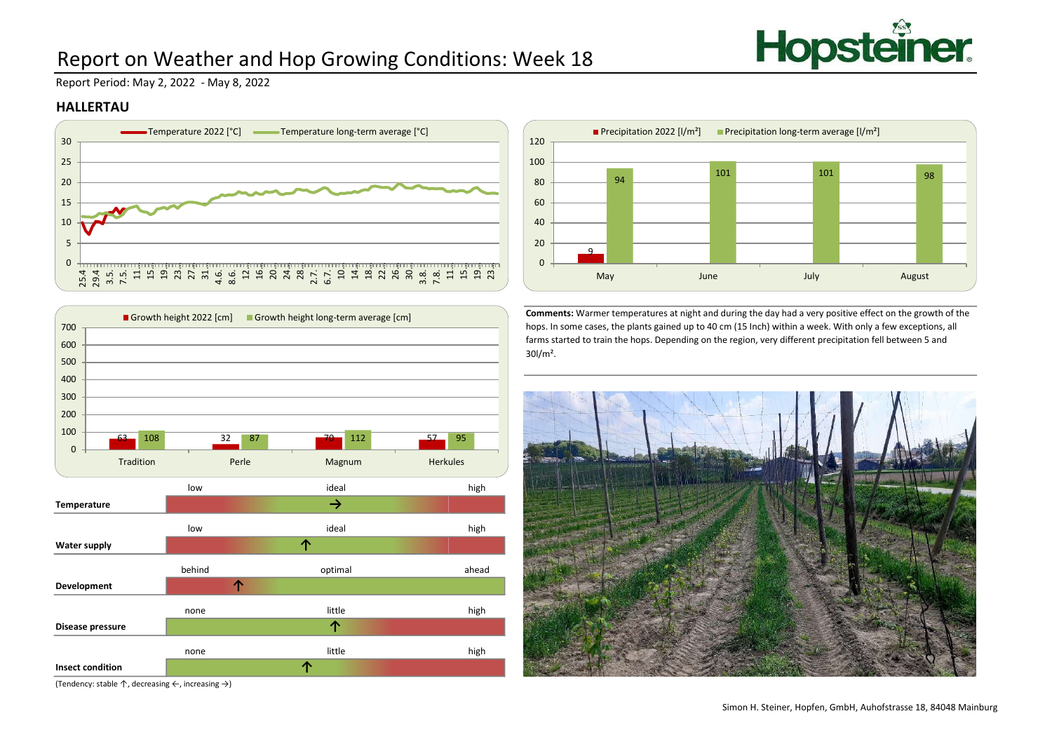# Report on Weather and Hop Growing Conditions: Week 18

Report Period: May 2, 2022 - May 8, 2022

## HALLERTAU

Temperature 2022 [°C] — Temperature long-term average [°C]

Precipitation 2022 [l/m²] — Precipitation long-term average [l/m²]

| | Precipitation 2022 [l/m²] | Precipitation long-term average [l/m²] |
|---|---|---|
| May | 9 | 94 |
| June | | 101 |
| July | | 101 |
| August | | 98 |

Growth height 2022 [cm] — Growth height long-term average [cm]

| | Growth height 2022 [cm] | Growth height long-term average [cm] |
|---|---|---|
| Tradition | 63 | 108 |
| Perle | 32 | 87 |
| Magnum | 70 | 112 |
| Herkules | 57 | 95 |

**Comments:** Warmer temperatures at night and during the day had a very positive effect on the growth of the hops. In some cases, the plants gained up to 40 cm (15 Inch) within a week. With only a few exceptions, all farms started to train the hops. Depending on the region, very different precipitation fell between 5 and 30l/m².

| | | | |
|---|---|---|---|
| **Temperature** | low | ideal | high |
| | | → | |
| **Water supply** | low | ideal | high |
| | | ↑ | |
| **Development** | behind | optimal | ahead |
| | ↑ | | |
| **Disease pressure** | none | little | high |
| | | ↑ | |
| **Insect condition** | none | little | high |
| | | ↑ | |

(Tendency: stable ↑, decreasing ←, increasing →)

Simon H. Steiner, Hopfen, GmbH, Auhofstrasse 18, 84048 Mainburg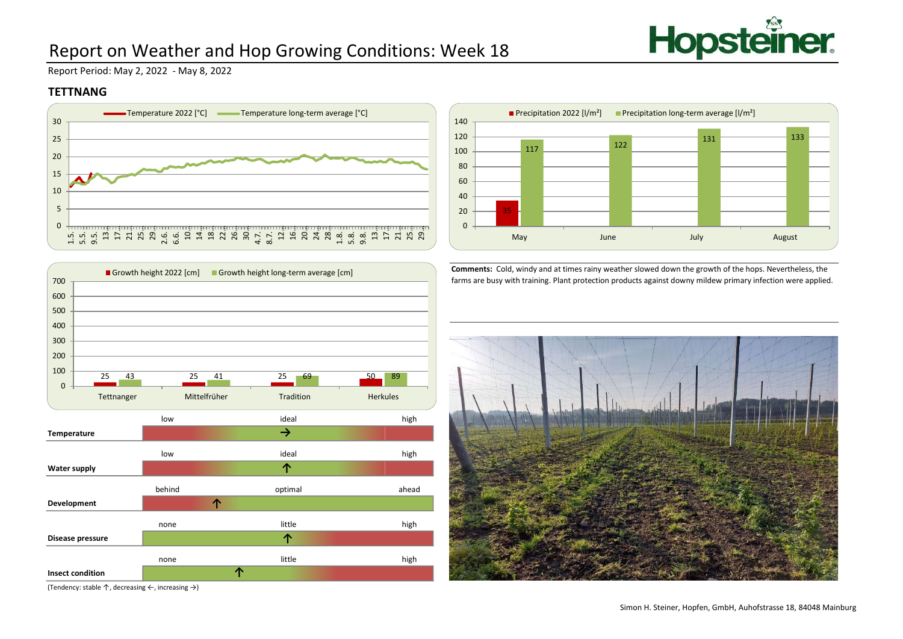# Report on Weather and Hop Growing Conditions: Week 18

Report Period: May 2, 2022 - May 8, 2022

## TETTNANG

Temperature 2022 [°C] / Temperature long-term average [°C]

Precipitation 2022 [l/m²] / Precipitation long-term average [l/m²]

| | May | June | July | August |
|---|---|---|---|---|
| Precipitation 2022 [l/m²] | 35 | | | |
| Precipitation long-term average [l/m²] | 117 | 122 | 131 | 133 |

Growth height 2022 [cm] / Growth height long-term average [cm]

| | Tettnanger | Mittelfrüher | Tradition | Herkules |
|---|---|---|---|---|
| Growth height 2022 [cm] | 25 | 25 | 25 | 50 |
| Growth height long-term average [cm] | 43 | 41 | 69 | 89 |

**Comments:** Cold, windy and at times rainy weather slowed down the growth of the hops. Nevertheless, the farms are busy with training. Plant protection products against downy mildew primary infection were applied.

| | | | |
|---|---|---|---|
| | low | ideal | high |
| **Temperature** | | → | |
| | low | ideal | high |
| **Water supply** | | ↑ | |
| | behind | optimal | ahead |
| **Development** | ↑ | | |
| | none | little | high |
| **Disease pressure** | | ↑ | |
| | none | little | high |
| **Insect condition** | ↑ | | |

(Tendency: stable ↑, decreasing ←, increasing →)

Simon H. Steiner, Hopfen, GmbH, Auhofstrasse 18, 84048 Mainburg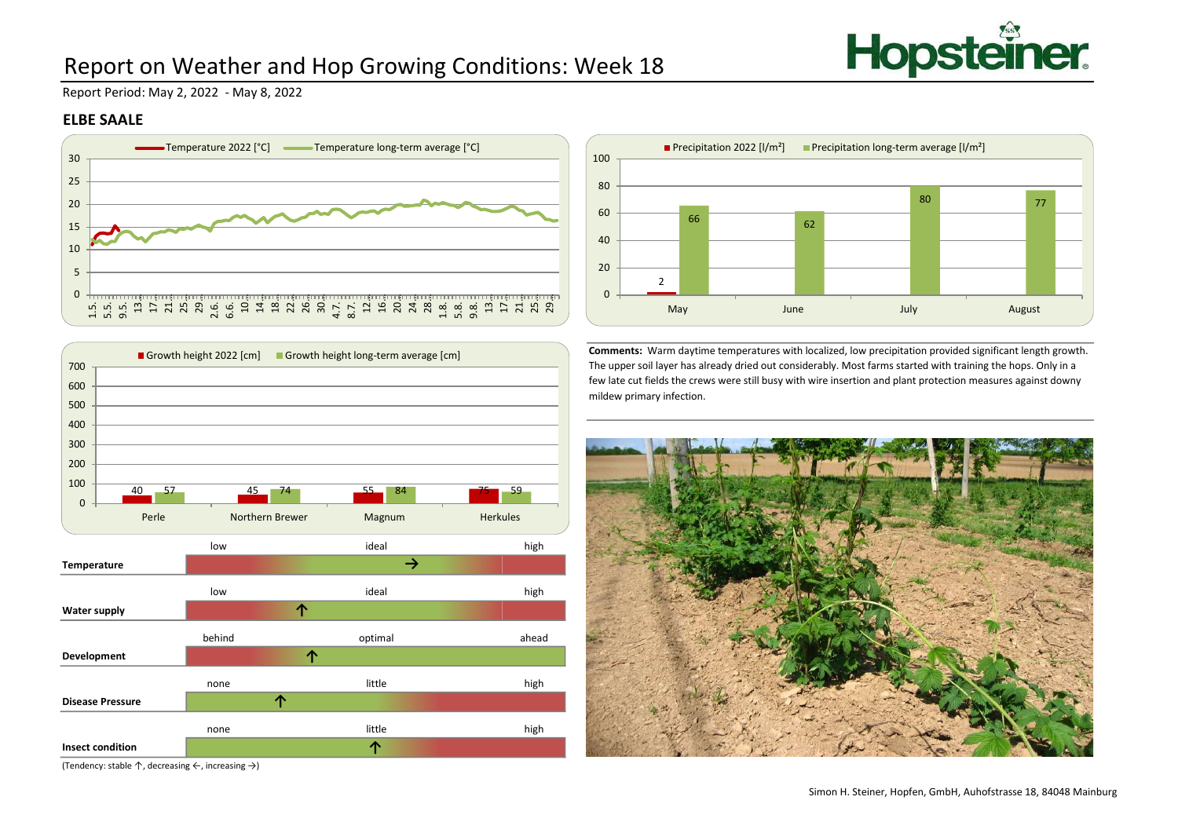# Report on Weather and Hop Growing Conditions: Week 18

Report Period: May 2, 2022 - May 8, 2022

## ELBE SAALE

Temperature 2022 [°C]
Temperature long-term average [°C]

30
25
20
15
10
5
0

1.5. 5.5. 9.5. 13. 17. 21. 25. 29. 2.6. 6.6. 10. 14. 18. 22. 26. 30. 4.7. 8.7. 12. 16. 20. 24. 28. 1.8. 5.8. 9.8. 13. 17. 21. 25. 29.

Precipitation 2022 [l/m²]
Precipitation long-term average [l/m²]

100
80
60
40
20
0

2
66
62
80
77

May
June
July
August

Growth height 2022 [cm]
Growth height long-term average [cm]

700
600
500
400
300
200
100
0

40
57
45
74
55
84
75
59

Perle
Northern Brewer
Magnum
Herkules

**Comments:** Warm daytime temperatures with localized, low precipitation provided significant length growth. The upper soil layer has already dried out considerably. Most farms started with training the hops. Only in a few late cut fields the crews were still busy with wire insertion and plant protection measures against downy mildew primary infection.

| | | | |
|---|---|---|---|
| | low | ideal | high |
| **Temperature** | | → | |
| | low | ideal | high |
| **Water supply** | | ↑ | |
| | behind | optimal | ahead |
| **Development** | | ↑ | |
| | none | little | high |
| **Disease Pressure** | | ↑ | |
| | none | little | high |
| **Insect condition** | | ↑ | |

(Tendency: stable ↑, decreasing ←, increasing →)

Simon H. Steiner, Hopfen, GmbH, Auhofstrasse 18, 84048 Mainburg